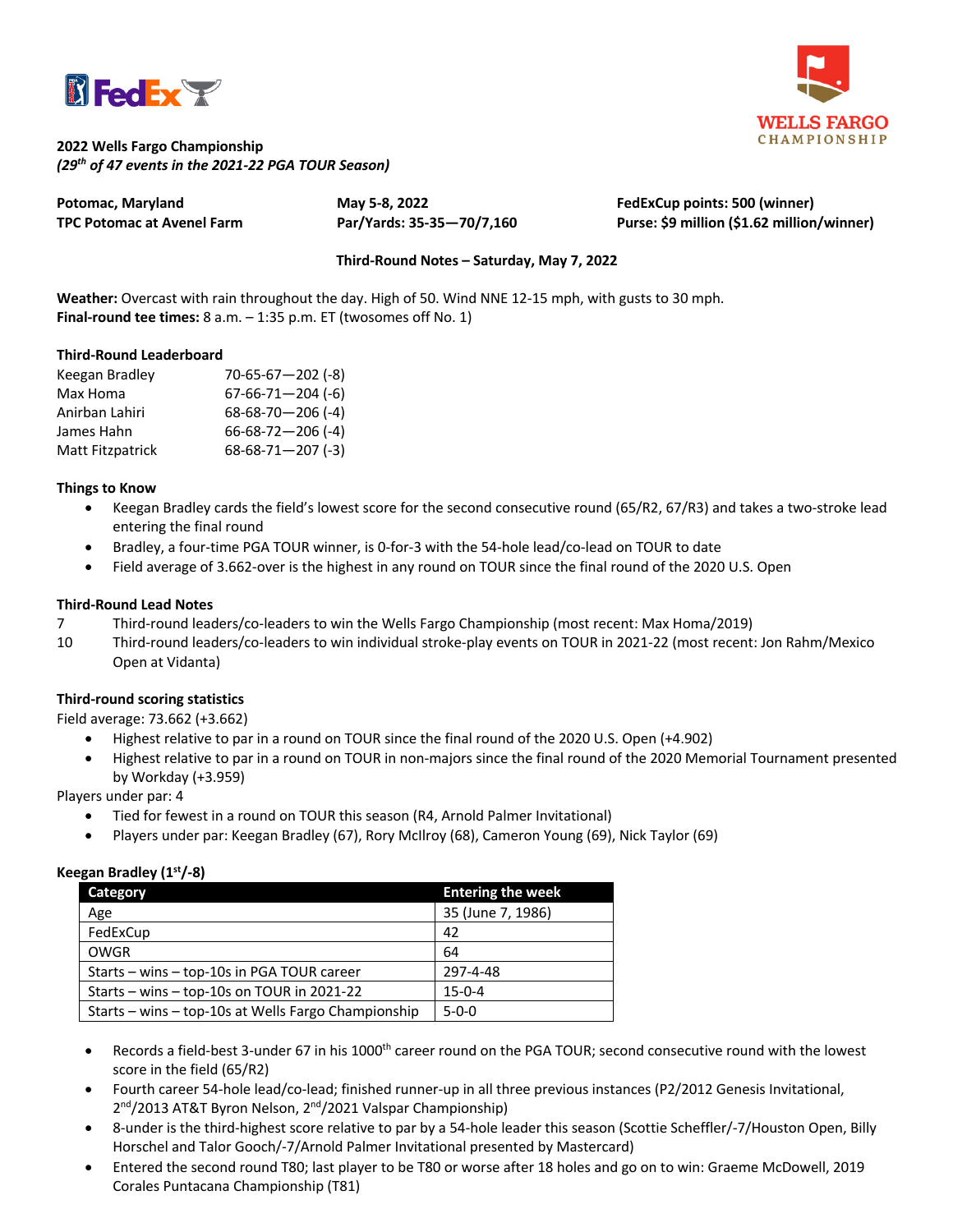**2022 Wells Fargo Championship**
*(29th of 47 events in the 2021-22 PGA TOUR Season)*

**Potomac, Maryland**
**TPC Potomac at Avenel Farm**

**May 5-8, 2022**
**Par/Yards: 35-35—70/7,160**

**FedExCup points: 500 (winner)**
**Purse: $9 million ($1.62 million/winner)**

**Third-Round Notes – Saturday, May 7, 2022**

**Weather:** Overcast with rain throughout the day. High of 50. Wind NNE 12-15 mph, with gusts to 30 mph.
**Final-round tee times:** 8 a.m. – 1:35 p.m. ET (twosomes off No. 1)

**Third-Round Leaderboard**

| | |
|---|---|
| Keegan Bradley | 70-65-67—202 (-8) |
| Max Homa | 67-66-71—204 (-6) |
| Anirban Lahiri | 68-68-70—206 (-4) |
| James Hahn | 66-68-72—206 (-4) |
| Matt Fitzpatrick | 68-68-71—207 (-3) |

**Things to Know**

- Keegan Bradley cards the field's lowest score for the second consecutive round (65/R2, 67/R3) and takes a two-stroke lead entering the final round
- Bradley, a four-time PGA TOUR winner, is 0-for-3 with the 54-hole lead/co-lead on TOUR to date
- Field average of 3.662-over is the highest in any round on TOUR since the final round of the 2020 U.S. Open

**Third-Round Lead Notes**

7 Third-round leaders/co-leaders to win the Wells Fargo Championship (most recent: Max Homa/2019)
10 Third-round leaders/co-leaders to win individual stroke-play events on TOUR in 2021-22 (most recent: Jon Rahm/Mexico Open at Vidanta)

**Third-round scoring statistics**

Field average: 73.662 (+3.662)

- Highest relative to par in a round on TOUR since the final round of the 2020 U.S. Open (+4.902)
- Highest relative to par in a round on TOUR in non-majors since the final round of the 2020 Memorial Tournament presented by Workday (+3.959)

Players under par: 4

- Tied for fewest in a round on TOUR this season (R4, Arnold Palmer Invitational)
- Players under par: Keegan Bradley (67), Rory McIlroy (68), Cameron Young (69), Nick Taylor (69)

**Keegan Bradley (1st/-8)**

| Category | Entering the week |
|---|---|
| Age | 35 (June 7, 1986) |
| FedExCup | 42 |
| OWGR | 64 |
| Starts – wins – top-10s in PGA TOUR career | 297-4-48 |
| Starts – wins – top-10s on TOUR in 2021-22 | 15-0-4 |
| Starts – wins – top-10s at Wells Fargo Championship | 5-0-0 |

- Records a field-best 3-under 67 in his 1000th career round on the PGA TOUR; second consecutive round with the lowest score in the field (65/R2)
- Fourth career 54-hole lead/co-lead; finished runner-up in all three previous instances (P2/2012 Genesis Invitational, 2nd/2013 AT&T Byron Nelson, 2nd/2021 Valspar Championship)
- 8-under is the third-highest score relative to par by a 54-hole leader this season (Scottie Scheffler/-7/Houston Open, Billy Horschel and Talor Gooch/-7/Arnold Palmer Invitational presented by Mastercard)
- Entered the second round T80; last player to be T80 or worse after 18 holes and go on to win: Graeme McDowell, 2019 Corales Puntacana Championship (T81)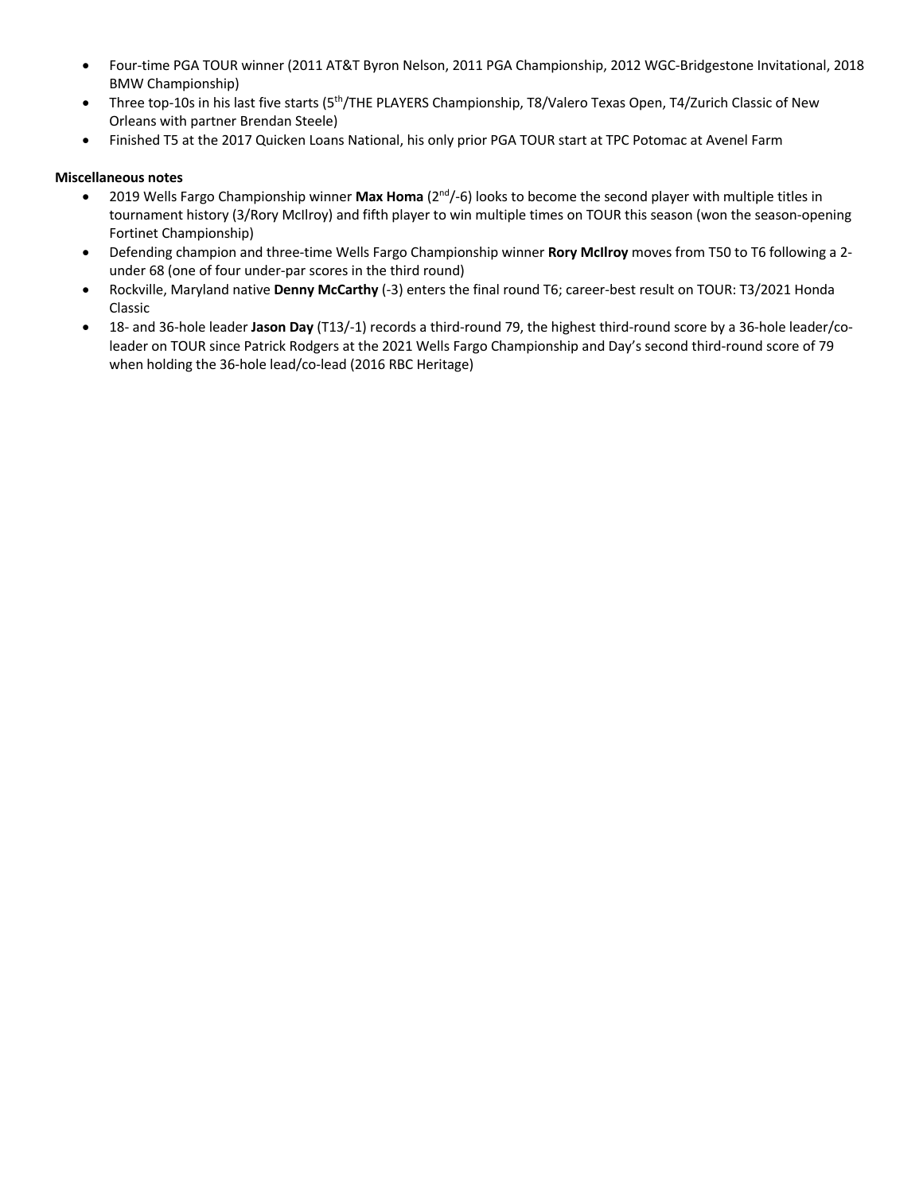- Four-time PGA TOUR winner (2011 AT&T Byron Nelson, 2011 PGA Championship, 2012 WGC-Bridgestone Invitational, 2018 BMW Championship)
- Three top-10s in his last five starts (5th/THE PLAYERS Championship, T8/Valero Texas Open, T4/Zurich Classic of New Orleans with partner Brendan Steele)
- Finished T5 at the 2017 Quicken Loans National, his only prior PGA TOUR start at TPC Potomac at Avenel Farm

**Miscellaneous notes**

- 2019 Wells Fargo Championship winner **Max Homa** (2nd/-6) looks to become the second player with multiple titles in tournament history (3/Rory McIlroy) and fifth player to win multiple times on TOUR this season (won the season-opening Fortinet Championship)
- Defending champion and three-time Wells Fargo Championship winner **Rory McIlroy** moves from T50 to T6 following a 2-under 68 (one of four under-par scores in the third round)
- Rockville, Maryland native **Denny McCarthy** (-3) enters the final round T6; career-best result on TOUR: T3/2021 Honda Classic
- 18- and 36-hole leader **Jason Day** (T13/-1) records a third-round 79, the highest third-round score by a 36-hole leader/co-leader on TOUR since Patrick Rodgers at the 2021 Wells Fargo Championship and Day's second third-round score of 79 when holding the 36-hole lead/co-lead (2016 RBC Heritage)